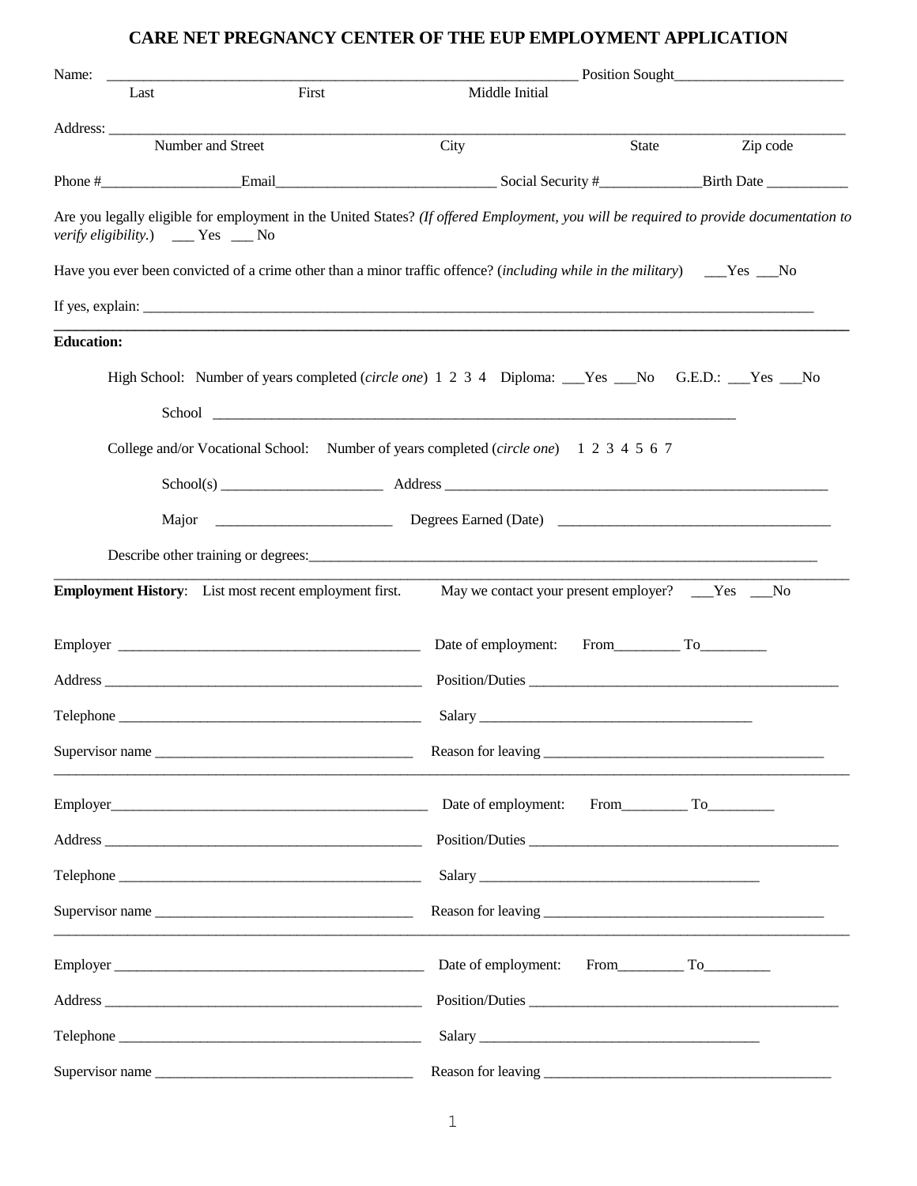# CARE NET PREGNANCY CENTER OF THE EUP EMPLOYMENT APPLICATION

Name: _______________________________________________________________ Position Sought_______________________

Last First Middle Initial

Address: ________________________________________________________________________________________________

Number and Street City State Zip code

Phone #___________________Email______________________________ Social Security #______________Birth Date ___________

Are you legally eligible for employment in the United States? *(If offered Employment, you will be required to provide documentation to verify eligibility.)* ___ Yes ___ No

Have you ever been convicted of a crime other than a minor traffic offence? (*including while in the military*) ___Yes ___No

If yes, explain: ________________________________________________________________________________________________

---

**Education:**

High School: Number of years completed (*circle one*) 1 2 3 4 Diploma: ___Yes ___No G.E.D.: ___Yes ___No

School ____________________________________________________________________________

College and/or Vocational School: Number of years completed (*circle one*) 1 2 3 4 5 6 7

School(s) ______________________ Address ________________________________________________________

Major ________________________ Degrees Earned (Date) _____________________________________

Describe other training or degrees:_______________________________________________________________________

---

**Employment History**: List most recent employment first. May we contact your present employer? ___Yes ___No

Employer __________________________________________ Date of employment: From_________ To_________

Address ____________________________________________ Position/Duties ___________________________________________

Telephone __________________________________________ Salary ______________________________________

Supervisor name ____________________________________ Reason for leaving _______________________________________

---

Employer_____________________________________________ Date of employment: From_________ To_________

Address ____________________________________________ Position/Duties ___________________________________________

Telephone __________________________________________ Salary _______________________________________

Supervisor name ____________________________________ Reason for leaving _______________________________________

---

Employer ____________________________________________ Date of employment: From_________ To_________

Address ____________________________________________ Position/Duties ___________________________________________

Telephone __________________________________________ Salary _______________________________________

Supervisor name ____________________________________ Reason for leaving ________________________________________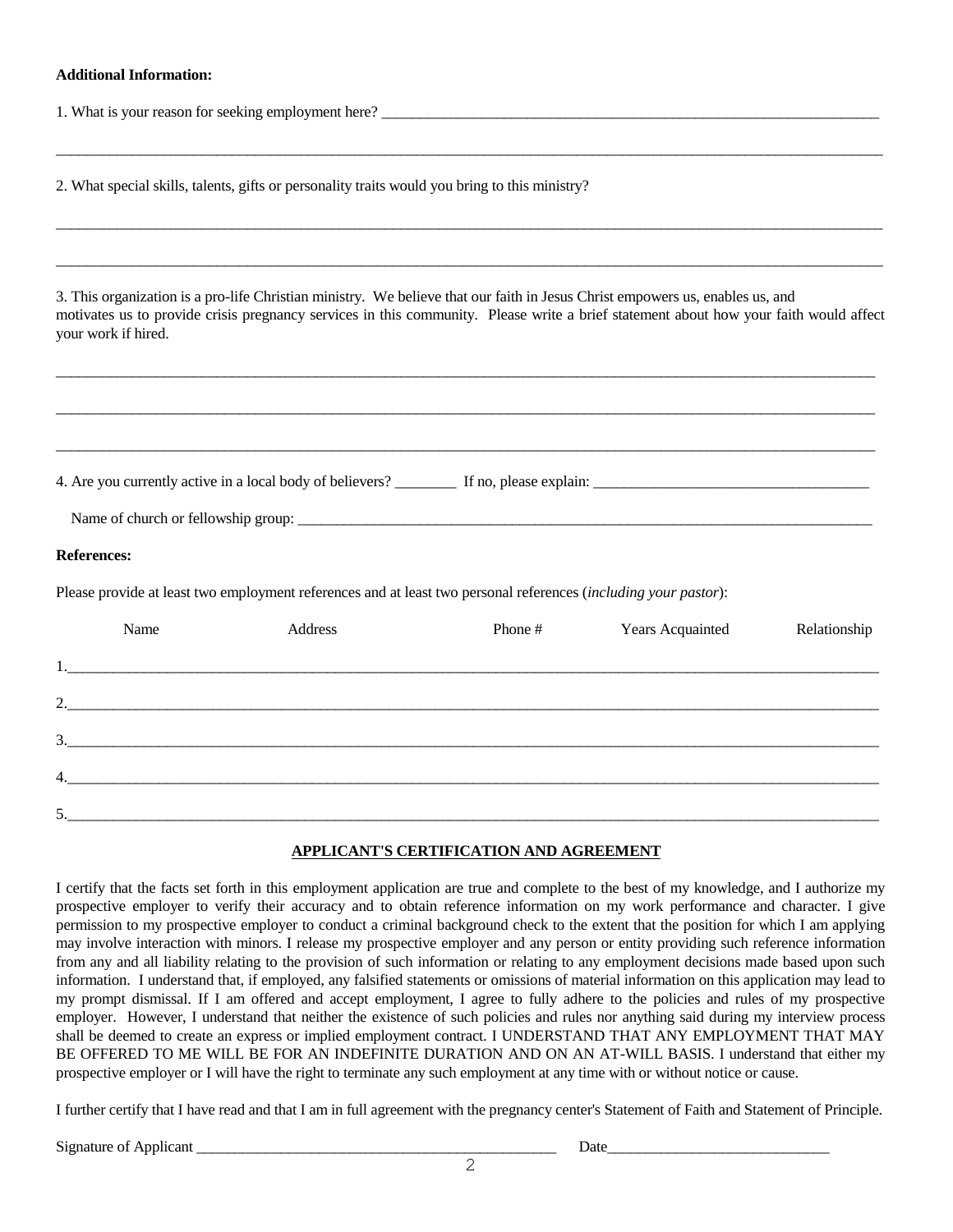**Additional Information:**

1. What is your reason for seeking employment here? ______________________________________________________________________

________________________________________________________________________________________________________

2. What special skills, talents, gifts or personality traits would you bring to this ministry?

________________________________________________________________________________________________________

________________________________________________________________________________________________________

3. This organization is a pro-life Christian ministry. We believe that our faith in Jesus Christ empowers us, enables us, and motivates us to provide crisis pregnancy services in this community. Please write a brief statement about how your faith would affect your work if hired.

________________________________________________________________________________________________________

________________________________________________________________________________________________________

________________________________________________________________________________________________________

4. Are you currently active in a local body of believers? ________ If no, please explain: ___________________________________

Name of church or fellowship group: ____________________________________________________________________________

**References:**

Please provide at least two employment references and at least two personal references (*including your pastor*):

| Name | Address | Phone # | Years Acquainted | Relationship |
|---|---|---|---|---|
| 1. | | | | |
| 2. | | | | |
| 3. | | | | |
| 4. | | | | |
| 5. | | | | |

**APPLICANT'S CERTIFICATION AND AGREEMENT**

I certify that the facts set forth in this employment application are true and complete to the best of my knowledge, and I authorize my prospective employer to verify their accuracy and to obtain reference information on my work performance and character. I give permission to my prospective employer to conduct a criminal background check to the extent that the position for which I am applying may involve interaction with minors. I release my prospective employer and any person or entity providing such reference information from any and all liability relating to the provision of such information or relating to any employment decisions made based upon such information. I understand that, if employed, any falsified statements or omissions of material information on this application may lead to my prompt dismissal. If I am offered and accept employment, I agree to fully adhere to the policies and rules of my prospective employer. However, I understand that neither the existence of such policies and rules nor anything said during my interview process shall be deemed to create an express or implied employment contract. I UNDERSTAND THAT ANY EMPLOYMENT THAT MAY BE OFFERED TO ME WILL BE FOR AN INDEFINITE DURATION AND ON AN AT-WILL BASIS. I understand that either my prospective employer or I will have the right to terminate any such employment at any time with or without notice or cause.

I further certify that I have read and that I am in full agreement with the pregnancy center's Statement of Faith and Statement of Principle.

Signature of Applicant _______________________________________________ Date_____________________________